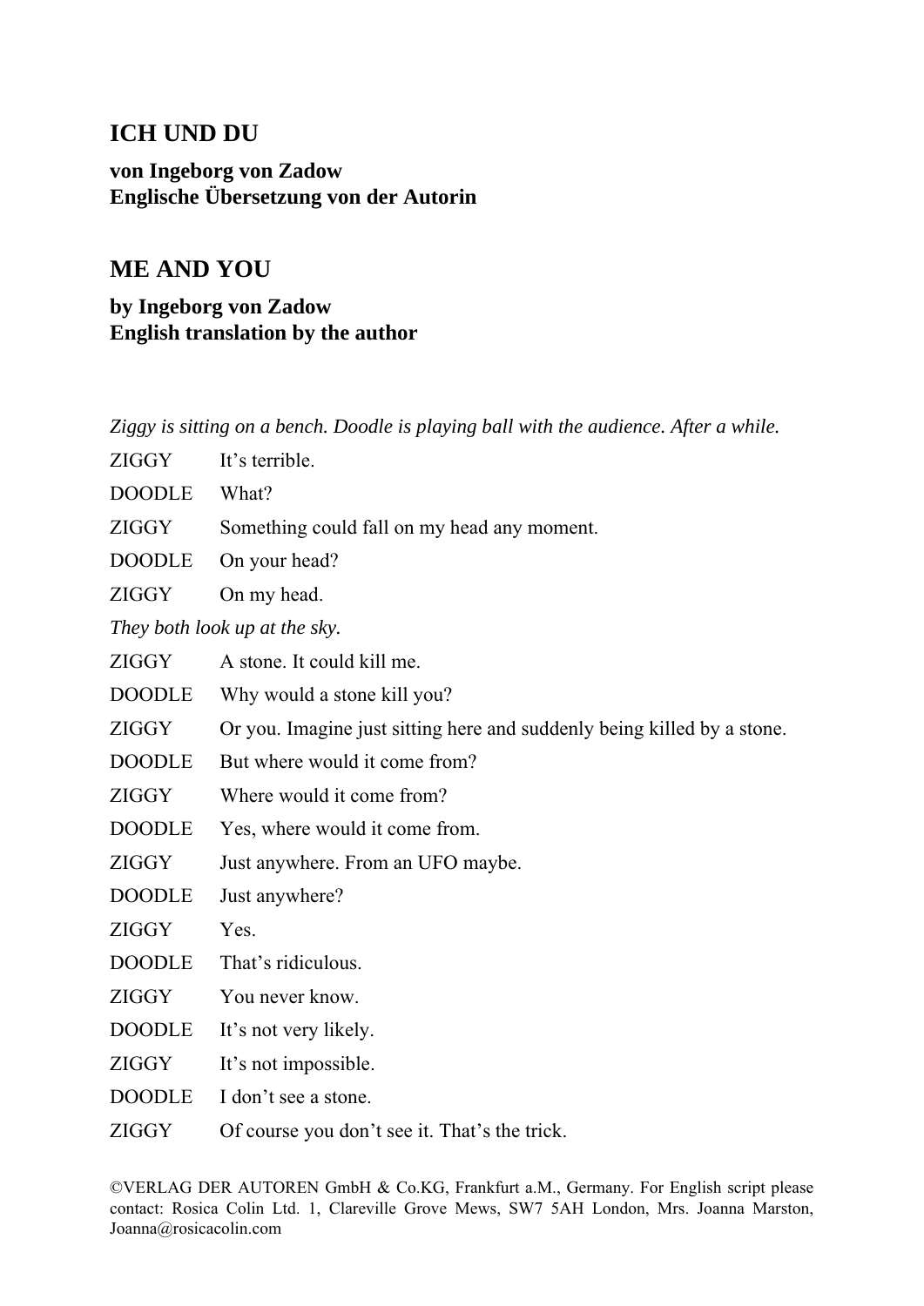## ICH UND DU

**von Ingeborg von Zadow**
**Englische Übersetzung von der Autorin**

## ME AND YOU

**by Ingeborg von Zadow**
**English translation by the author**

*Ziggy is sitting on a bench. Doodle is playing ball with the audience. After a while.*

ZIGGY It's terrible.

DOODLE What?

ZIGGY Something could fall on my head any moment.

DOODLE On your head?

ZIGGY On my head.

*They both look up at the sky.*

ZIGGY A stone. It could kill me.

DOODLE Why would a stone kill you?

ZIGGY Or you. Imagine just sitting here and suddenly being killed by a stone.

DOODLE But where would it come from?

ZIGGY Where would it come from?

DOODLE Yes, where would it come from.

ZIGGY Just anywhere. From an UFO maybe.

DOODLE Just anywhere?

ZIGGY Yes.

DOODLE That's ridiculous.

ZIGGY You never know.

DOODLE It's not very likely.

ZIGGY It's not impossible.

DOODLE I don't see a stone.

ZIGGY Of course you don't see it. That's the trick.

©VERLAG DER AUTOREN GmbH & Co.KG, Frankfurt a.M., Germany. For English script please contact: Rosica Colin Ltd. 1, Clareville Grove Mews, SW7 5AH London, Mrs. Joanna Marston, Joanna@rosicacolin.com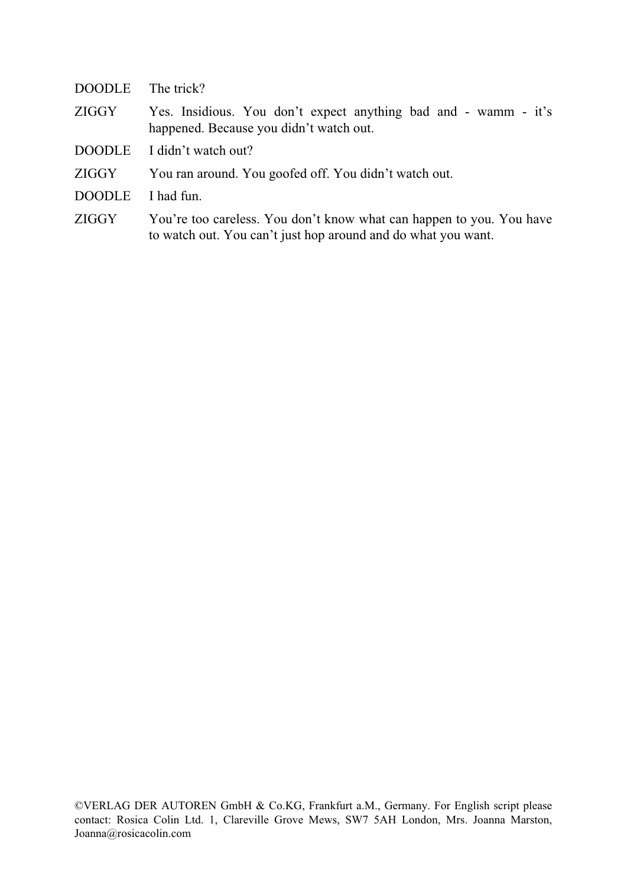DOODLE The trick?

ZIGGY Yes. Insidious. You don't expect anything bad and - wamm - it's happened. Because you didn't watch out.

DOODLE I didn't watch out?

ZIGGY You ran around. You goofed off. You didn't watch out.

DOODLE I had fun.

ZIGGY You're too careless. You don't know what can happen to you. You have to watch out. You can't just hop around and do what you want.